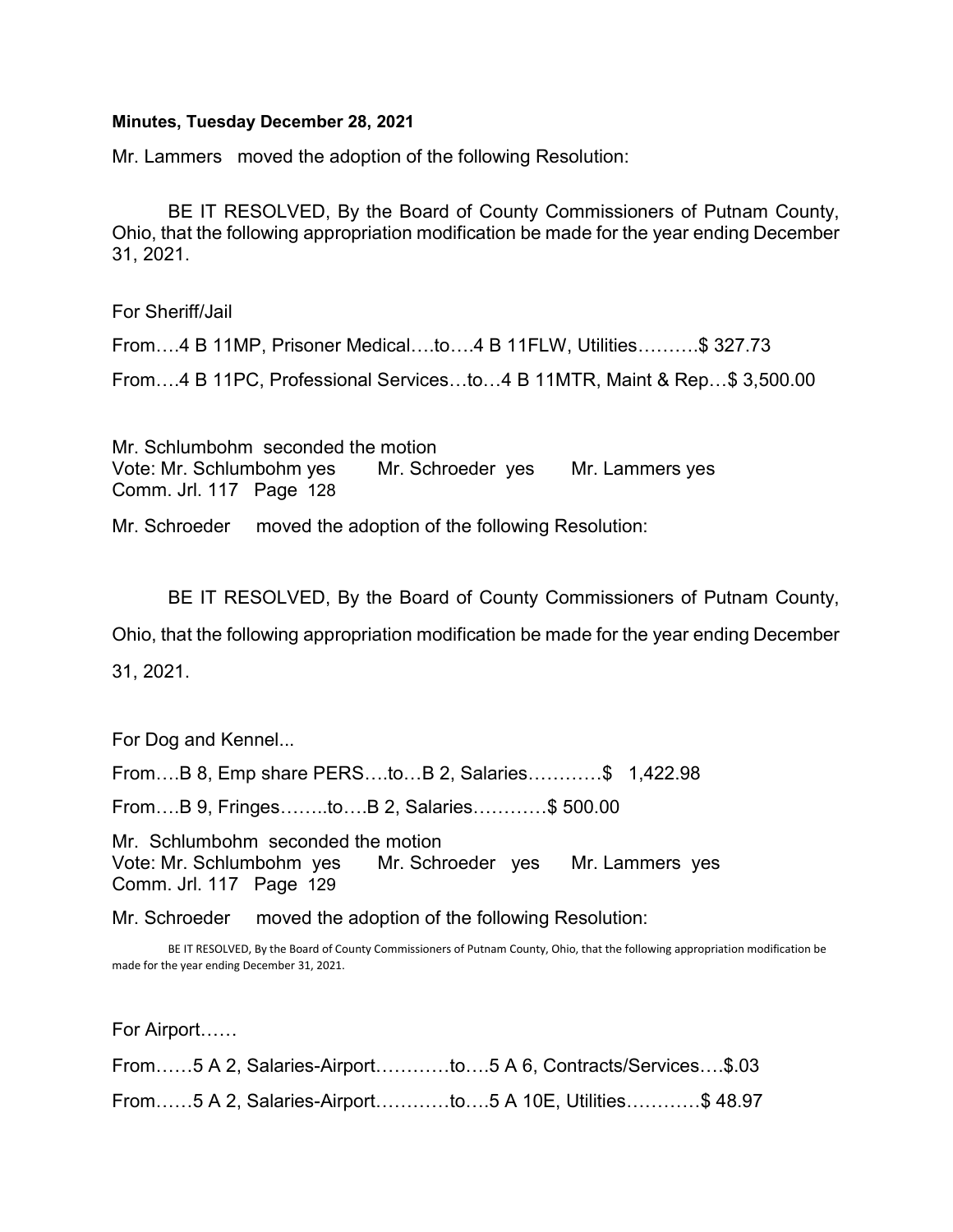**Minutes, Tuesday December 28, 2021**

Mr. Lammers moved the adoption of the following Resolution:

BE IT RESOLVED, By the Board of County Commissioners of Putnam County, Ohio, that the following appropriation modification be made for the year ending December 31, 2021.

For Sheriff/Jail

From….4 B 11MP, Prisoner Medical….to….4 B 11FLW, Utilities……….$ 327.73

From….4 B 11PC, Professional Services…to…4 B 11MTR, Maint & Rep…$ 3,500.00

Mr. Schlumbohm seconded the motion
Vote: Mr. Schlumbohm yes Mr. Schroeder yes Mr. Lammers yes
Comm. Jrl. 117 Page 128

Mr. Schroeder moved the adoption of the following Resolution:

BE IT RESOLVED, By the Board of County Commissioners of Putnam County, Ohio, that the following appropriation modification be made for the year ending December 31, 2021.

For Dog and Kennel...

From….B 8, Emp share PERS….to…B 2, Salaries…………$ 1,422.98

From….B 9, Fringes……..to….B 2, Salaries…………$ 500.00

Mr. Schlumbohm seconded the motion
Vote: Mr. Schlumbohm yes Mr. Schroeder yes Mr. Lammers yes
Comm. Jrl. 117 Page 129

Mr. Schroeder moved the adoption of the following Resolution:

BE IT RESOLVED, By the Board of County Commissioners of Putnam County, Ohio, that the following appropriation modification be made for the year ending December 31, 2021.

For Airport……

From……5 A 2, Salaries-Airport…………to….5 A 6, Contracts/Services….$.03

From……5 A 2, Salaries-Airport…………to….5 A 10E, Utilities…………$ 48.97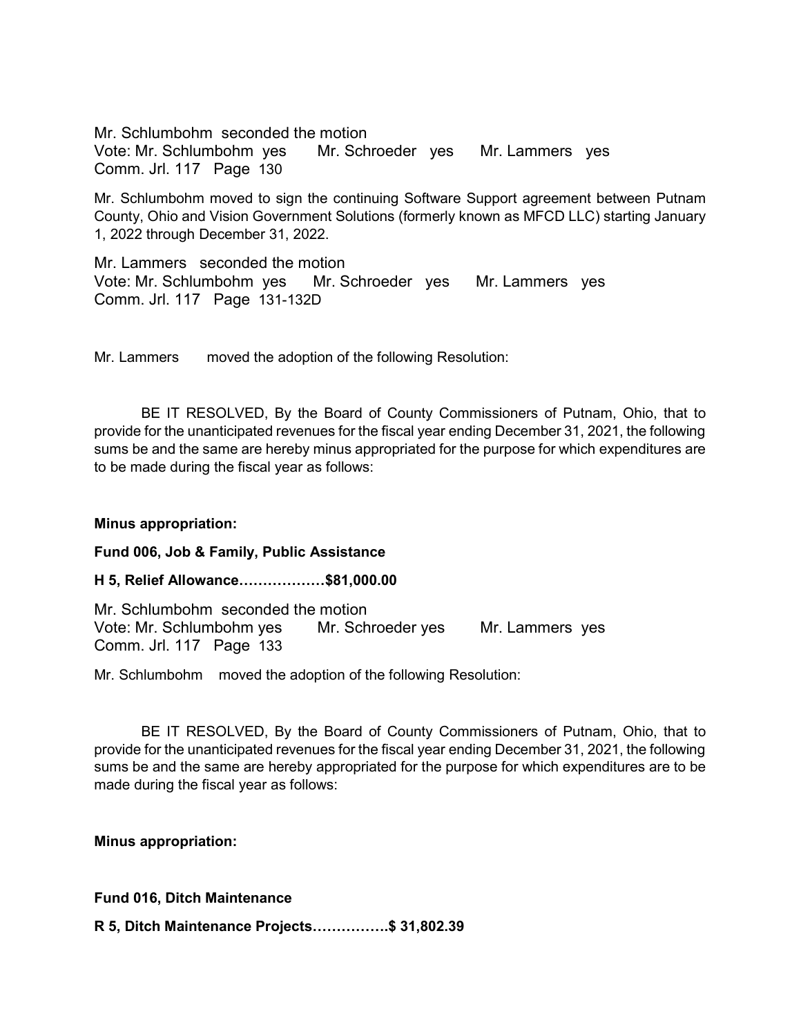Mr. Schlumbohm seconded the motion
Vote: Mr. Schlumbohm yes Mr. Schroeder yes Mr. Lammers yes
Comm. Jrl. 117 Page 130

Mr. Schlumbohm moved to sign the continuing Software Support agreement between Putnam County, Ohio and Vision Government Solutions (formerly known as MFCD LLC) starting January 1, 2022 through December 31, 2022.

Mr. Lammers seconded the motion
Vote: Mr. Schlumbohm yes Mr. Schroeder yes Mr. Lammers yes
Comm. Jrl. 117 Page 131-132D

Mr. Lammers moved the adoption of the following Resolution:

BE IT RESOLVED, By the Board of County Commissioners of Putnam, Ohio, that to provide for the unanticipated revenues for the fiscal year ending December 31, 2021, the following sums be and the same are hereby minus appropriated for the purpose for which expenditures are to be made during the fiscal year as follows:

**Minus appropriation:**

**Fund 006, Job & Family, Public Assistance**

**H 5, Relief Allowance………………$81,000.00**

Mr. Schlumbohm seconded the motion
Vote: Mr. Schlumbohm yes Mr. Schroeder yes Mr. Lammers yes
Comm. Jrl. 117 Page 133

Mr. Schlumbohm moved the adoption of the following Resolution:

BE IT RESOLVED, By the Board of County Commissioners of Putnam, Ohio, that to provide for the unanticipated revenues for the fiscal year ending December 31, 2021, the following sums be and the same are hereby appropriated for the purpose for which expenditures are to be made during the fiscal year as follows:

**Minus appropriation:**

**Fund 016, Ditch Maintenance**

**R 5, Ditch Maintenance Projects…………….$ 31,802.39**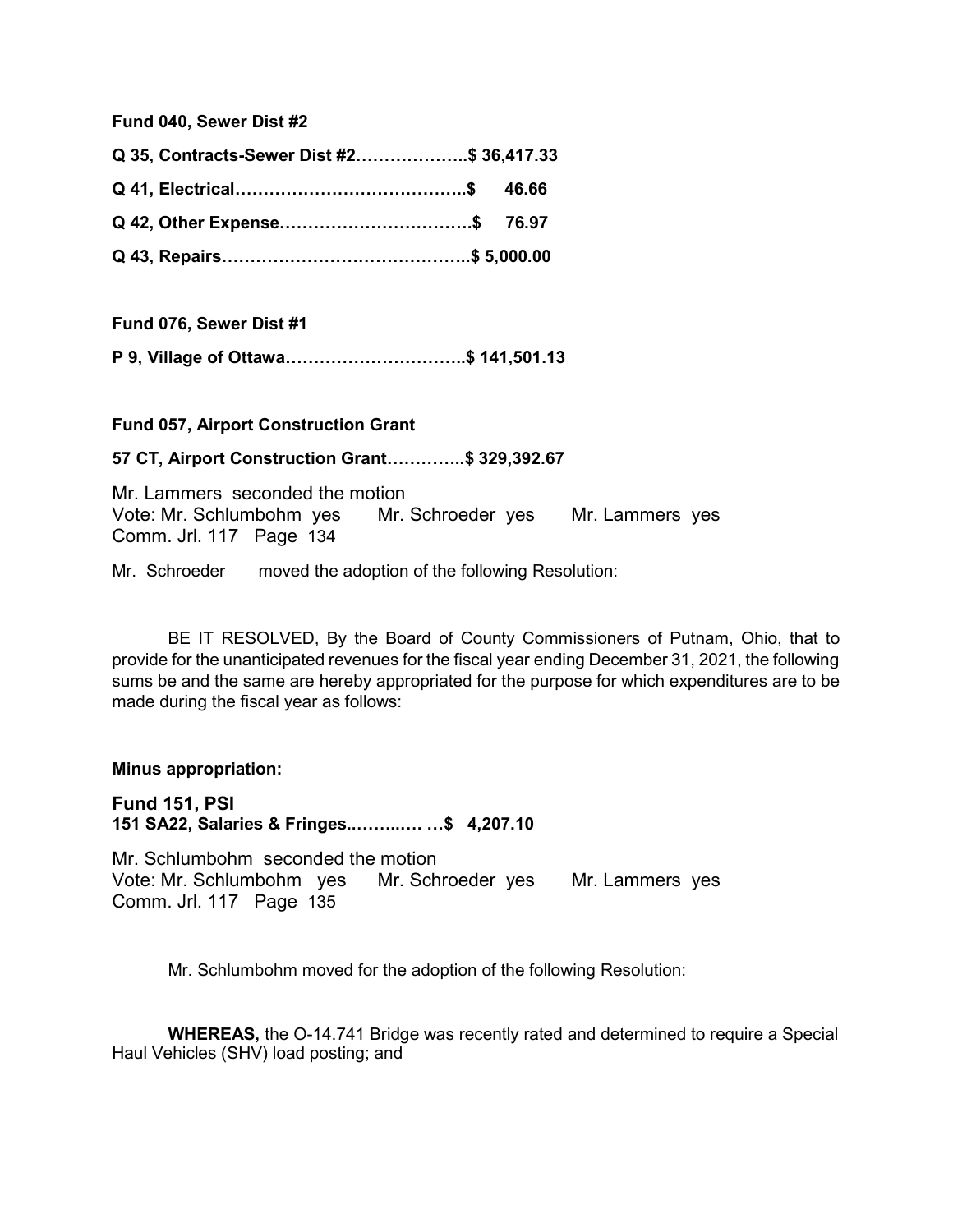**Fund 040, Sewer Dist #2**

**Q 35, Contracts-Sewer Dist #2………………..$ 36,417.33**

**Q 41, Electrical…………………………………..$ 46.66**

**Q 42, Other Expense…………………………….$ 76.97**

**Q 43, Repairs……………………………………..$ 5,000.00**

**Fund 076, Sewer Dist #1**

**P 9, Village of Ottawa………………………….$ 141,501.13**

**Fund 057, Airport Construction Grant**

**57 CT, Airport Construction Grant…………..$ 329,392.67**

Mr. Lammers seconded the motion
Vote: Mr. Schlumbohm yes Mr. Schroeder yes Mr. Lammers yes
Comm. Jrl. 117 Page 134

Mr. Schroeder moved the adoption of the following Resolution:

BE IT RESOLVED, By the Board of County Commissioners of Putnam, Ohio, that to provide for the unanticipated revenues for the fiscal year ending December 31, 2021, the following sums be and the same are hereby appropriated for the purpose for which expenditures are to be made during the fiscal year as follows:

**Minus appropriation:**

**Fund 151, PSI**
**151 SA22, Salaries & Fringes..…….…. …$ 4,207.10**

Mr. Schlumbohm seconded the motion
Vote: Mr. Schlumbohm yes Mr. Schroeder yes Mr. Lammers yes
Comm. Jrl. 117 Page 135

Mr. Schlumbohm moved for the adoption of the following Resolution:

**WHEREAS,** the O-14.741 Bridge was recently rated and determined to require a Special Haul Vehicles (SHV) load posting; and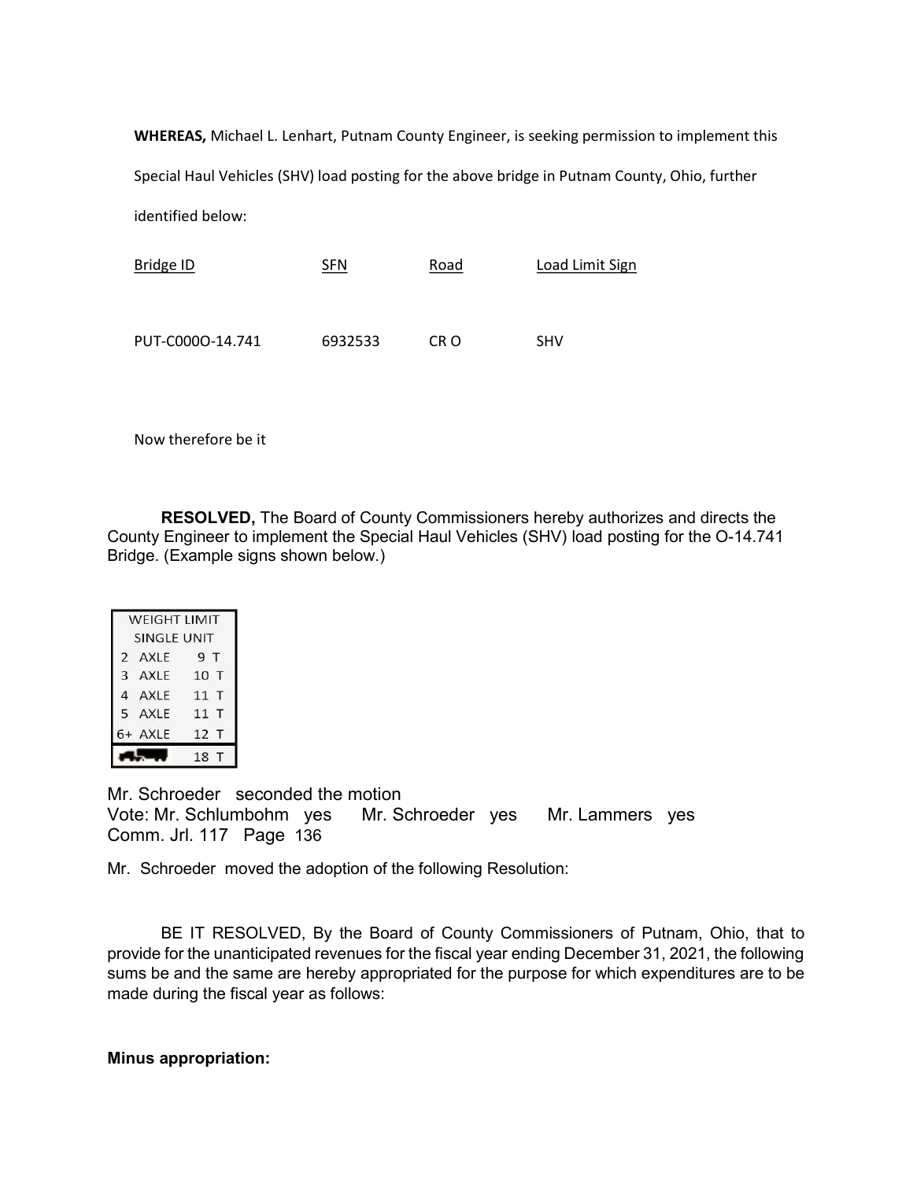**WHEREAS,** Michael L. Lenhart, Putnam County Engineer, is seeking permission to implement this Special Haul Vehicles (SHV) load posting for the above bridge in Putnam County, Ohio, further identified below:

| Bridge ID | SFN | Road | Load Limit Sign |
|---|---|---|---|
| PUT-C000O-14.741 | 6932533 | CR O | SHV |

Now therefore be it

**RESOLVED,** The Board of County Commissioners hereby authorizes and directs the County Engineer to implement the Special Haul Vehicles (SHV) load posting for the O-14.741 Bridge. (Example signs shown below.)

| WEIGHT LIMIT SINGLE UNIT | |
|---|---|
| 2 AXLE | 9 T |
| 3 AXLE | 10 T |
| 4 AXLE | 11 T |
| 5 AXLE | 11 T |
| 6+ AXLE | 12 T |
| | 18 T |

Mr. Schroeder seconded the motion
Vote: Mr. Schlumbohm yes Mr. Schroeder yes Mr. Lammers yes
Comm. Jrl. 117 Page 136

Mr. Schroeder moved the adoption of the following Resolution:

BE IT RESOLVED, By the Board of County Commissioners of Putnam, Ohio, that to provide for the unanticipated revenues for the fiscal year ending December 31, 2021, the following sums be and the same are hereby appropriated for the purpose for which expenditures are to be made during the fiscal year as follows:

**Minus appropriation:**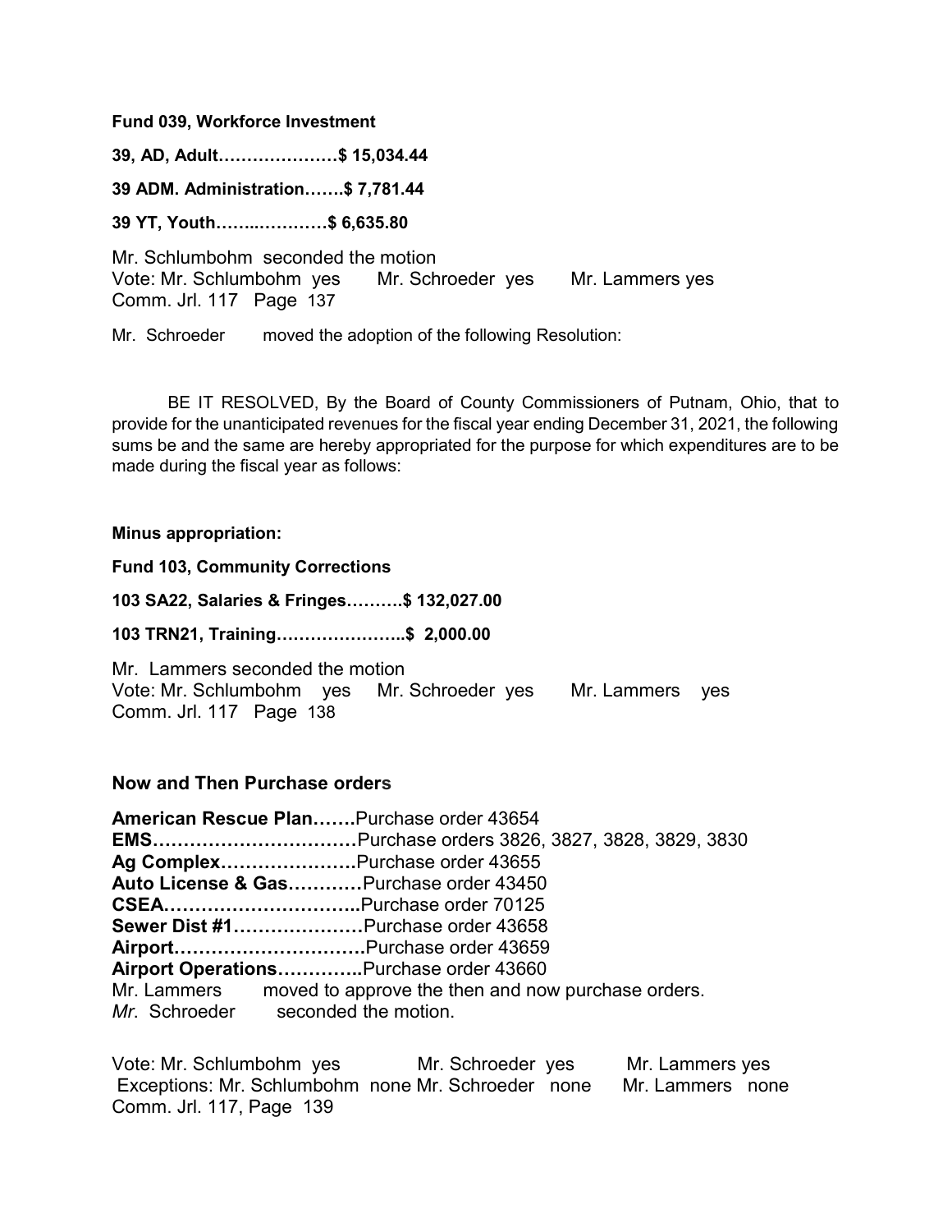**Fund 039, Workforce Investment**

**39, AD, Adult…………………$ 15,034.44**

**39 ADM. Administration…….$ 7,781.44**

**39 YT, Youth……..…………$ 6,635.80**

Mr. Schlumbohm seconded the motion
Vote: Mr. Schlumbohm yes Mr. Schroeder yes Mr. Lammers yes
Comm. Jrl. 117 Page 137

Mr. Schroeder moved the adoption of the following Resolution:

BE IT RESOLVED, By the Board of County Commissioners of Putnam, Ohio, that to provide for the unanticipated revenues for the fiscal year ending December 31, 2021, the following sums be and the same are hereby appropriated for the purpose for which expenditures are to be made during the fiscal year as follows:

**Minus appropriation:**

**Fund 103, Community Corrections**

**103 SA22, Salaries & Fringes……….$ 132,027.00**

**103 TRN21, Training…………………..$ 2,000.00**

Mr. Lammers seconded the motion
Vote: Mr. Schlumbohm yes Mr. Schroeder yes Mr. Lammers yes
Comm. Jrl. 117 Page 138

**Now and Then Purchase orders**

**American Rescue Plan…….**Purchase order 43654
**EMS……………………………**Purchase orders 3826, 3827, 3828, 3829, 3830
**Ag Complex…………………**Purchase order 43655
**Auto License & Gas…………**Purchase order 43450
**CSEA…………………………..**Purchase order 70125
**Sewer Dist #1…………………**Purchase order 43658
**Airport………………………….**Purchase order 43659
**Airport Operations…………..**Purchase order 43660
Mr. Lammers moved to approve the then and now purchase orders.
*Mr.* Schroeder seconded the motion.

Vote: Mr. Schlumbohm yes Mr. Schroeder yes Mr. Lammers yes
Exceptions: Mr. Schlumbohm none Mr. Schroeder none Mr. Lammers none
Comm. Jrl. 117, Page 139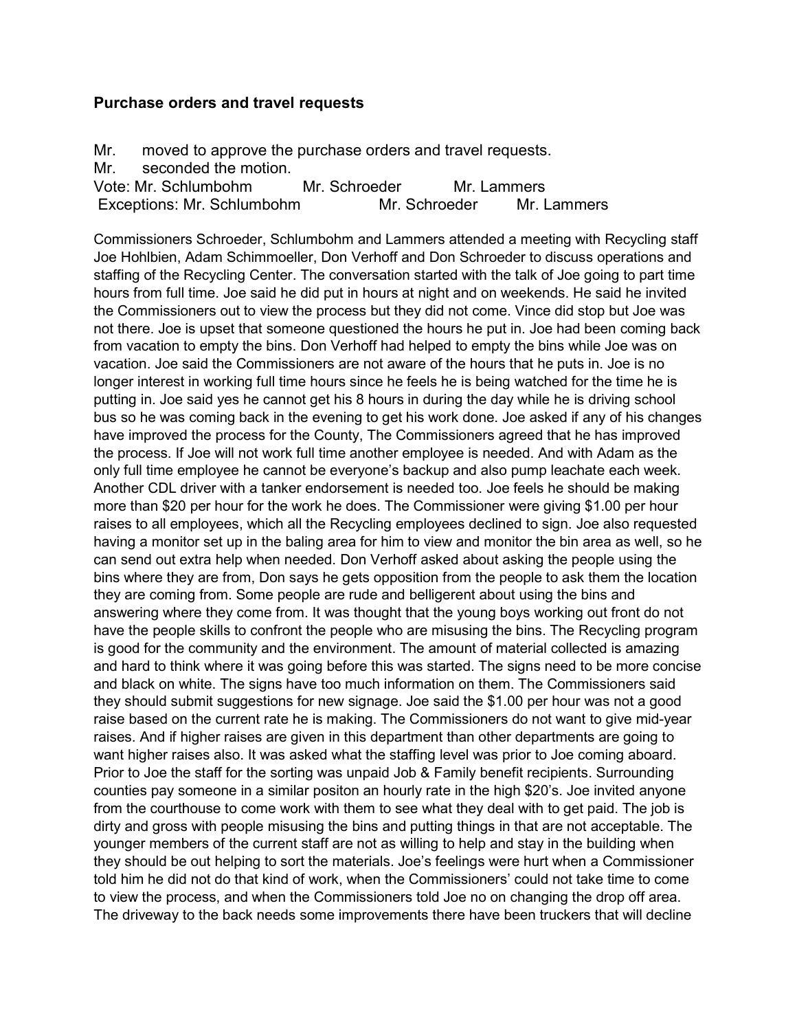**Purchase orders and travel requests**

Mr.      moved to approve the purchase orders and travel requests.
Mr.      seconded the motion.
Vote: Mr. Schlumbohm          Mr. Schroeder          Mr. Lammers
Exceptions: Mr. Schlumbohm          Mr. Schroeder          Mr. Lammers

Commissioners Schroeder, Schlumbohm and Lammers attended a meeting with Recycling staff Joe Hohlbien, Adam Schimmoeller, Don Verhoff and Don Schroeder to discuss operations and staffing of the Recycling Center. The conversation started with the talk of Joe going to part time hours from full time. Joe said he did put in hours at night and on weekends. He said he invited the Commissioners out to view the process but they did not come. Vince did stop but Joe was not there. Joe is upset that someone questioned the hours he put in. Joe had been coming back from vacation to empty the bins. Don Verhoff had helped to empty the bins while Joe was on vacation. Joe said the Commissioners are not aware of the hours that he puts in. Joe is no longer interest in working full time hours since he feels he is being watched for the time he is putting in. Joe said yes he cannot get his 8 hours in during the day while he is driving school bus so he was coming back in the evening to get his work done. Joe asked if any of his changes have improved the process for the County, The Commissioners agreed that he has improved the process. If Joe will not work full time another employee is needed. And with Adam as the only full time employee he cannot be everyone's backup and also pump leachate each week. Another CDL driver with a tanker endorsement is needed too. Joe feels he should be making more than $20 per hour for the work he does. The Commissioner were giving $1.00 per hour raises to all employees, which all the Recycling employees declined to sign. Joe also requested having a monitor set up in the baling area for him to view and monitor the bin area as well, so he can send out extra help when needed. Don Verhoff asked about asking the people using the bins where they are from, Don says he gets opposition from the people to ask them the location they are coming from. Some people are rude and belligerent about using the bins and answering where they come from. It was thought that the young boys working out front do not have the people skills to confront the people who are misusing the bins. The Recycling program is good for the community and the environment. The amount of material collected is amazing and hard to think where it was going before this was started. The signs need to be more concise and black on white. The signs have too much information on them. The Commissioners said they should submit suggestions for new signage. Joe said the $1.00 per hour was not a good raise based on the current rate he is making. The Commissioners do not want to give mid-year raises. And if higher raises are given in this department than other departments are going to want higher raises also. It was asked what the staffing level was prior to Joe coming aboard. Prior to Joe the staff for the sorting was unpaid Job & Family benefit recipients. Surrounding counties pay someone in a similar positon an hourly rate in the high $20's. Joe invited anyone from the courthouse to come work with them to see what they deal with to get paid. The job is dirty and gross with people misusing the bins and putting things in that are not acceptable. The younger members of the current staff are not as willing to help and stay in the building when they should be out helping to sort the materials. Joe's feelings were hurt when a Commissioner told him he did not do that kind of work, when the Commissioners' could not take time to come to view the process, and when the Commissioners told Joe no on changing the drop off area. The driveway to the back needs some improvements there have been truckers that will decline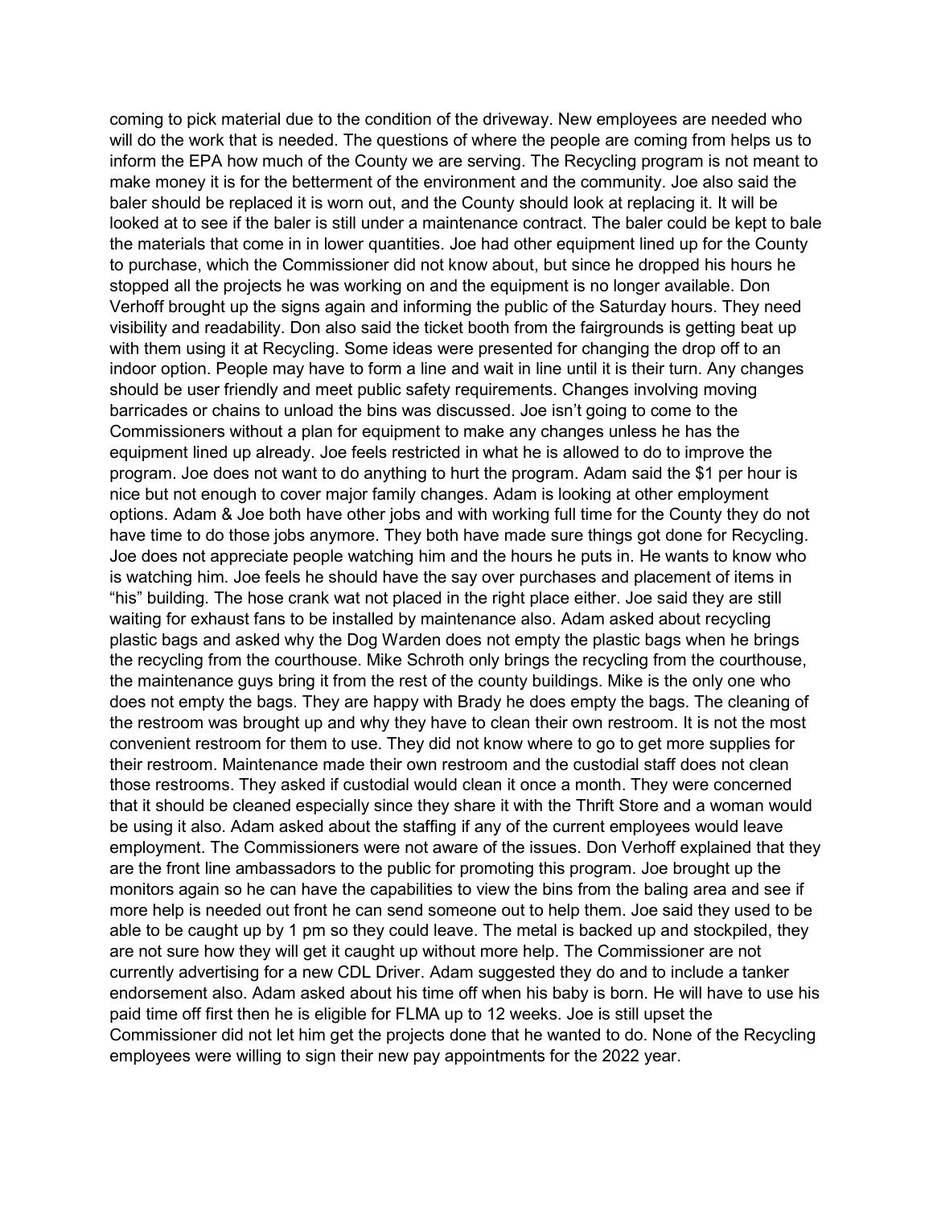coming to pick material due to the condition of the driveway. New employees are needed who will do the work that is needed. The questions of where the people are coming from helps us to inform the EPA how much of the County we are serving. The Recycling program is not meant to make money it is for the betterment of the environment and the community. Joe also said the baler should be replaced it is worn out, and the County should look at replacing it. It will be looked at to see if the baler is still under a maintenance contract. The baler could be kept to bale the materials that come in in lower quantities. Joe had other equipment lined up for the County to purchase, which the Commissioner did not know about, but since he dropped his hours he stopped all the projects he was working on and the equipment is no longer available. Don Verhoff brought up the signs again and informing the public of the Saturday hours. They need visibility and readability. Don also said the ticket booth from the fairgrounds is getting beat up with them using it at Recycling. Some ideas were presented for changing the drop off to an indoor option. People may have to form a line and wait in line until it is their turn. Any changes should be user friendly and meet public safety requirements. Changes involving moving barricades or chains to unload the bins was discussed. Joe isn't going to come to the Commissioners without a plan for equipment to make any changes unless he has the equipment lined up already. Joe feels restricted in what he is allowed to do to improve the program. Joe does not want to do anything to hurt the program. Adam said the $1 per hour is nice but not enough to cover major family changes. Adam is looking at other employment options. Adam & Joe both have other jobs and with working full time for the County they do not have time to do those jobs anymore. They both have made sure things got done for Recycling. Joe does not appreciate people watching him and the hours he puts in. He wants to know who is watching him. Joe feels he should have the say over purchases and placement of items in "his" building. The hose crank wat not placed in the right place either. Joe said they are still waiting for exhaust fans to be installed by maintenance also. Adam asked about recycling plastic bags and asked why the Dog Warden does not empty the plastic bags when he brings the recycling from the courthouse. Mike Schroth only brings the recycling from the courthouse, the maintenance guys bring it from the rest of the county buildings. Mike is the only one who does not empty the bags. They are happy with Brady he does empty the bags. The cleaning of the restroom was brought up and why they have to clean their own restroom. It is not the most convenient restroom for them to use. They did not know where to go to get more supplies for their restroom. Maintenance made their own restroom and the custodial staff does not clean those restrooms. They asked if custodial would clean it once a month. They were concerned that it should be cleaned especially since they share it with the Thrift Store and a woman would be using it also. Adam asked about the staffing if any of the current employees would leave employment. The Commissioners were not aware of the issues. Don Verhoff explained that they are the front line ambassadors to the public for promoting this program. Joe brought up the monitors again so he can have the capabilities to view the bins from the baling area and see if more help is needed out front he can send someone out to help them. Joe said they used to be able to be caught up by 1 pm so they could leave. The metal is backed up and stockpiled, they are not sure how they will get it caught up without more help. The Commissioner are not currently advertising for a new CDL Driver. Adam suggested they do and to include a tanker endorsement also. Adam asked about his time off when his baby is born. He will have to use his paid time off first then he is eligible for FLMA up to 12 weeks. Joe is still upset the Commissioner did not let him get the projects done that he wanted to do. None of the Recycling employees were willing to sign their new pay appointments for the 2022 year.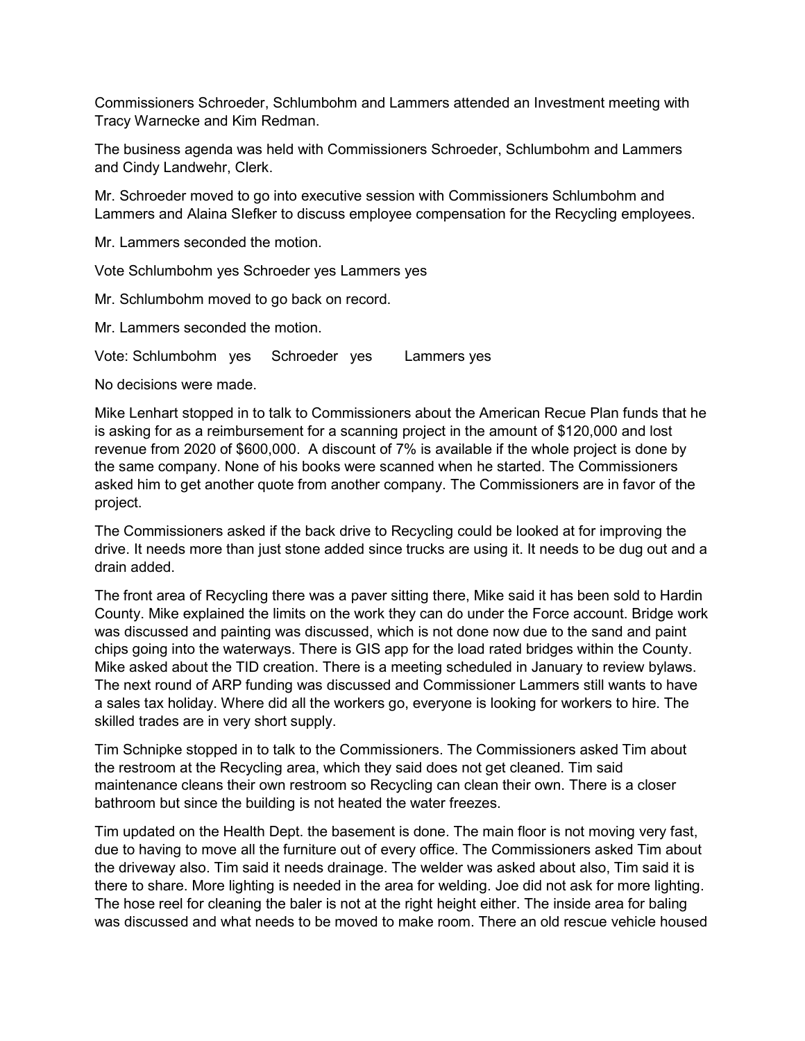Commissioners Schroeder, Schlumbohm and Lammers attended an Investment meeting with Tracy Warnecke and Kim Redman.

The business agenda was held with Commissioners Schroeder, Schlumbohm and Lammers and Cindy Landwehr, Clerk.

Mr. Schroeder moved to go into executive session with Commissioners Schlumbohm and Lammers and Alaina SIefker to discuss employee compensation for the Recycling employees.

Mr. Lammers seconded the motion.

Vote Schlumbohm yes Schroeder yes Lammers yes

Mr. Schlumbohm moved to go back on record.

Mr. Lammers seconded the motion.

Vote: Schlumbohm yes Schroeder yes Lammers yes

No decisions were made.

Mike Lenhart stopped in to talk to Commissioners about the American Recue Plan funds that he is asking for as a reimbursement for a scanning project in the amount of $120,000 and lost revenue from 2020 of $600,000. A discount of 7% is available if the whole project is done by the same company. None of his books were scanned when he started. The Commissioners asked him to get another quote from another company. The Commissioners are in favor of the project.

The Commissioners asked if the back drive to Recycling could be looked at for improving the drive. It needs more than just stone added since trucks are using it. It needs to be dug out and a drain added.

The front area of Recycling there was a paver sitting there, Mike said it has been sold to Hardin County. Mike explained the limits on the work they can do under the Force account. Bridge work was discussed and painting was discussed, which is not done now due to the sand and paint chips going into the waterways. There is GIS app for the load rated bridges within the County. Mike asked about the TID creation. There is a meeting scheduled in January to review bylaws. The next round of ARP funding was discussed and Commissioner Lammers still wants to have a sales tax holiday. Where did all the workers go, everyone is looking for workers to hire. The skilled trades are in very short supply.

Tim Schnipke stopped in to talk to the Commissioners. The Commissioners asked Tim about the restroom at the Recycling area, which they said does not get cleaned. Tim said maintenance cleans their own restroom so Recycling can clean their own. There is a closer bathroom but since the building is not heated the water freezes.

Tim updated on the Health Dept. the basement is done. The main floor is not moving very fast, due to having to move all the furniture out of every office. The Commissioners asked Tim about the driveway also. Tim said it needs drainage. The welder was asked about also, Tim said it is there to share. More lighting is needed in the area for welding. Joe did not ask for more lighting. The hose reel for cleaning the baler is not at the right height either. The inside area for baling was discussed and what needs to be moved to make room. There an old rescue vehicle housed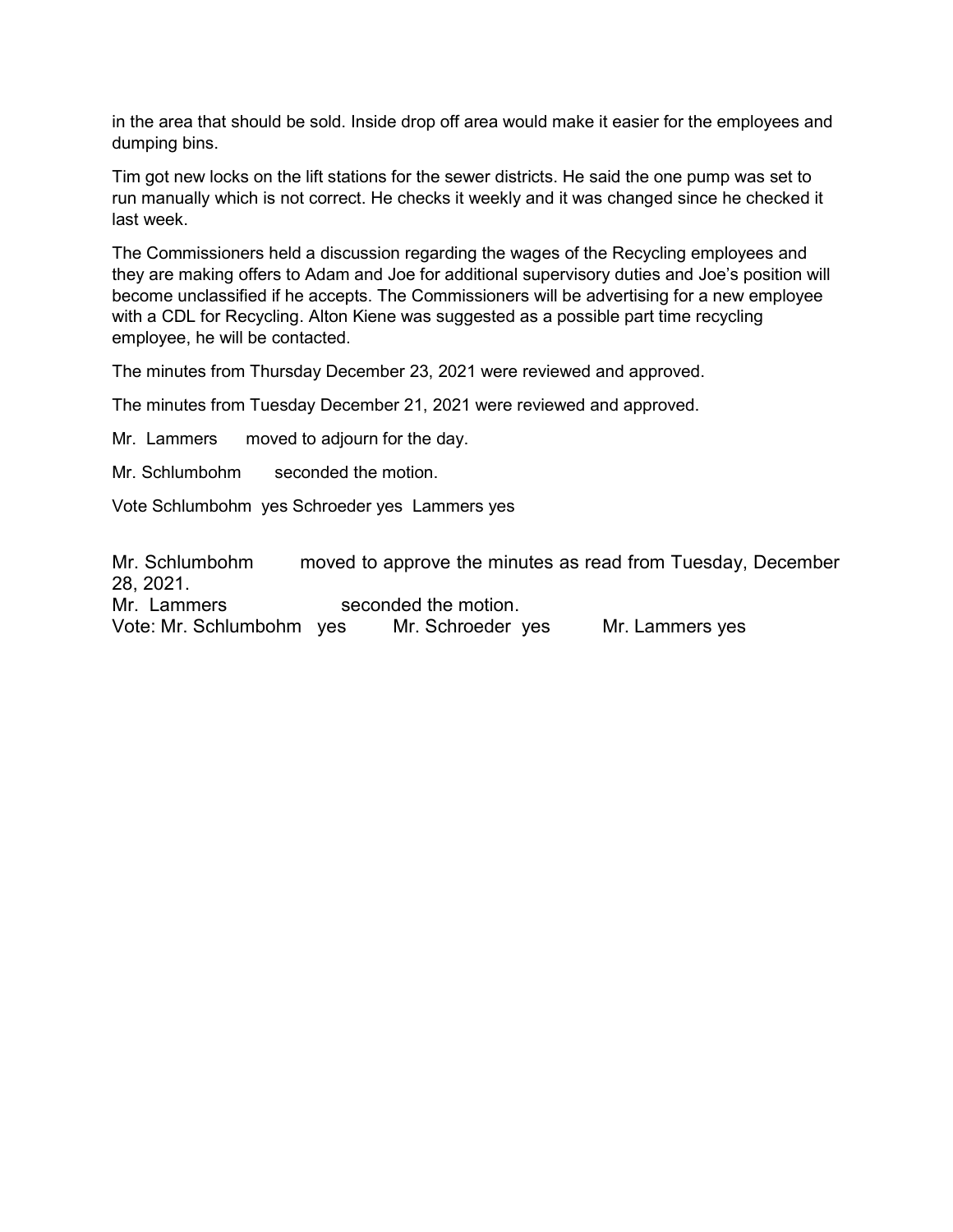in the area that should be sold. Inside drop off area would make it easier for the employees and dumping bins.

Tim got new locks on the lift stations for the sewer districts. He said the one pump was set to run manually which is not correct. He checks it weekly and it was changed since he checked it last week.

The Commissioners held a discussion regarding the wages of the Recycling employees and they are making offers to Adam and Joe for additional supervisory duties and Joe's position will become unclassified if he accepts. The Commissioners will be advertising for a new employee with a CDL for Recycling. Alton Kiene was suggested as a possible part time recycling employee, he will be contacted.

The minutes from Thursday December 23, 2021 were reviewed and approved.

The minutes from Tuesday December 21, 2021 were reviewed and approved.

Mr. Lammers moved to adjourn for the day.

Mr. Schlumbohm seconded the motion.

Vote Schlumbohm yes Schroeder yes Lammers yes

Mr. Schlumbohm moved to approve the minutes as read from Tuesday, December 28, 2021.
Mr. Lammers seconded the motion.
Vote: Mr. Schlumbohm yes Mr. Schroeder yes Mr. Lammers yes